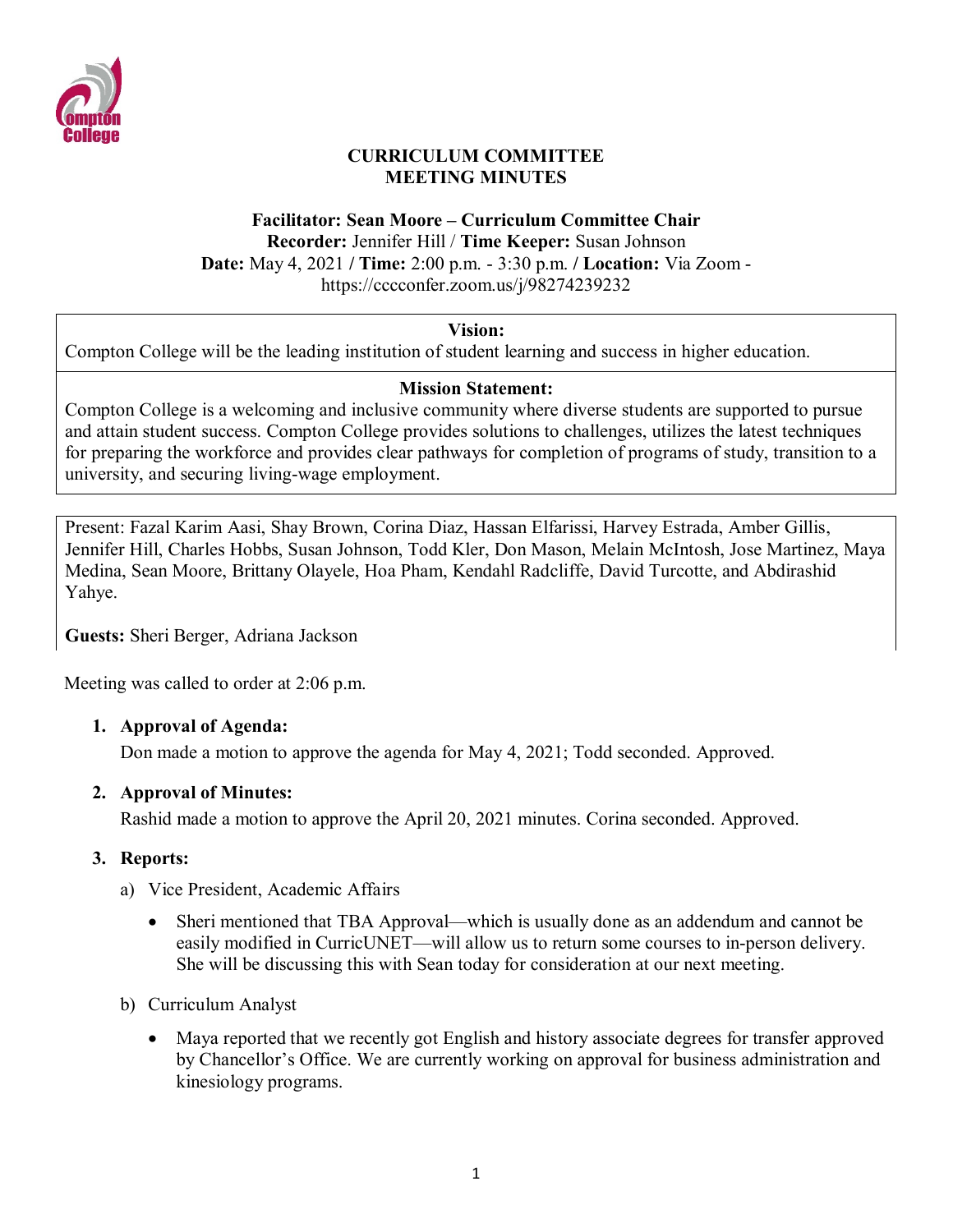# CURRICULUM COMMITTEE
# MEETING MINUTES

**Facilitator: Sean Moore – Curriculum Committee Chair**
**Recorder:** Jennifer Hill / **Time Keeper:** Susan Johnson
**Date:** May 4, 2021 / **Time:** 2:00 p.m. - 3:30 p.m. / **Location:** Via Zoom - https://cccconfer.zoom.us/j/98274239232

| **Vision:** |
|---|
| Compton College will be the leading institution of student learning and success in higher education. |
| **Mission Statement:** |
| Compton College is a welcoming and inclusive community where diverse students are supported to pursue and attain student success. Compton College provides solutions to challenges, utilizes the latest techniques for preparing the workforce and provides clear pathways for completion of programs of study, transition to a university, and securing living-wage employment. |

Present: Fazal Karim Aasi, Shay Brown, Corina Diaz, Hassan Elfarissi, Harvey Estrada, Amber Gillis, Jennifer Hill, Charles Hobbs, Susan Johnson, Todd Kler, Don Mason, Melain McIntosh, Jose Martinez, Maya Medina, Sean Moore, Brittany Olayele, Hoa Pham, Kendahl Radcliffe, David Turcotte, and Abdirashid Yahye.

**Guests:** Sheri Berger, Adriana Jackson

Meeting was called to order at 2:06 p.m.

1. **Approval of Agenda:**
   Don made a motion to approve the agenda for May 4, 2021; Todd seconded. Approved.

2. **Approval of Minutes:**
   Rashid made a motion to approve the April 20, 2021 minutes. Corina seconded. Approved.

3. **Reports:**
   a) Vice President, Academic Affairs
      - Sheri mentioned that TBA Approval—which is usually done as an addendum and cannot be easily modified in CurricUNET—will allow us to return some courses to in-person delivery. She will be discussing this with Sean today for consideration at our next meeting.

   b) Curriculum Analyst
      - Maya reported that we recently got English and history associate degrees for transfer approved by Chancellor's Office. We are currently working on approval for business administration and kinesiology programs.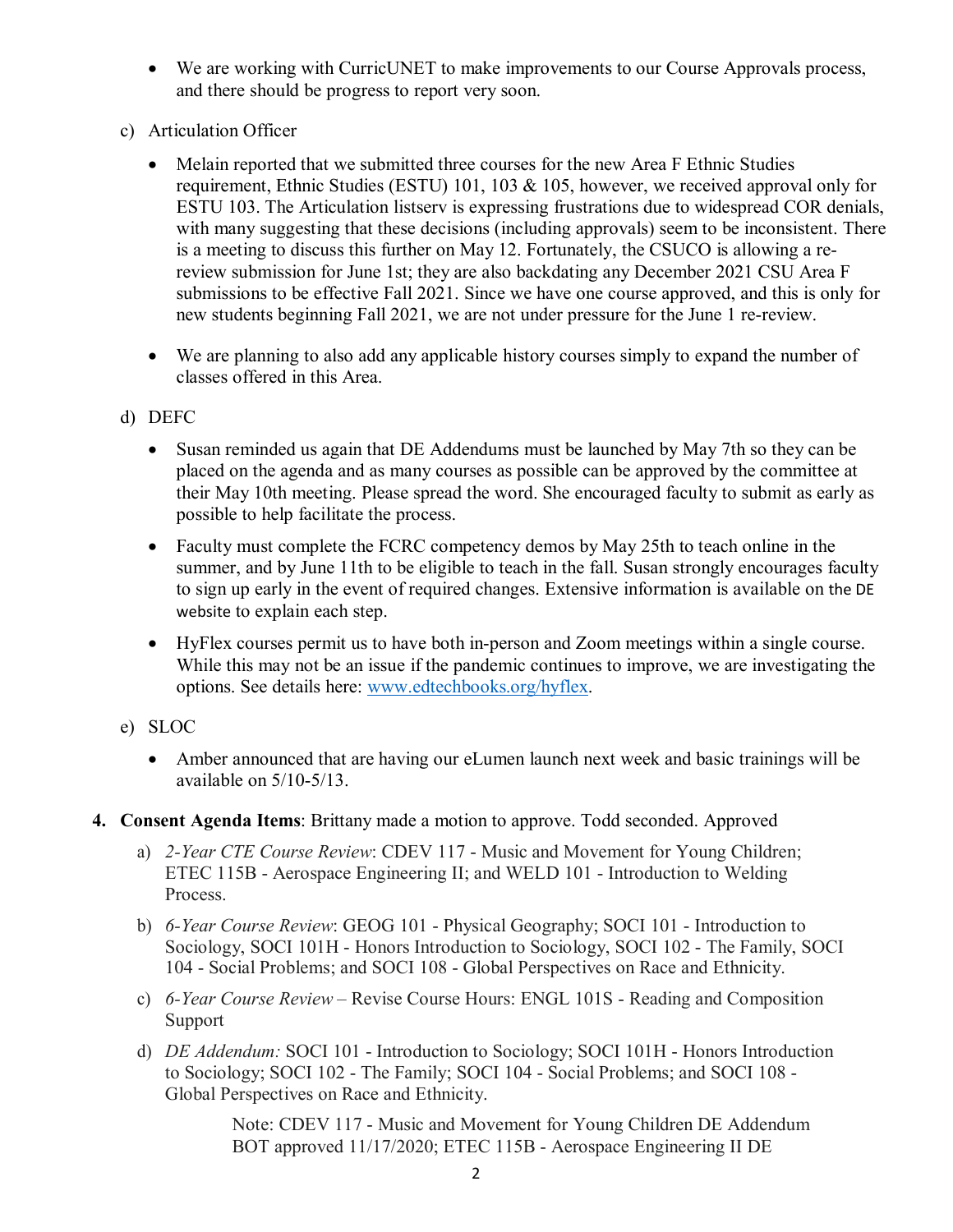- We are working with CurricUNET to make improvements to our Course Approvals process, and there should be progress to report very soon.

c) Articulation Officer

- Melain reported that we submitted three courses for the new Area F Ethnic Studies requirement, Ethnic Studies (ESTU) 101, 103 & 105, however, we received approval only for ESTU 103. The Articulation listserv is expressing frustrations due to widespread COR denials, with many suggesting that these decisions (including approvals) seem to be inconsistent. There is a meeting to discuss this further on May 12. Fortunately, the CSUCO is allowing a re-review submission for June 1st; they are also backdating any December 2021 CSU Area F submissions to be effective Fall 2021. Since we have one course approved, and this is only for new students beginning Fall 2021, we are not under pressure for the June 1 re-review.

- We are planning to also add any applicable history courses simply to expand the number of classes offered in this Area.

d) DEFC

- Susan reminded us again that DE Addendums must be launched by May 7th so they can be placed on the agenda and as many courses as possible can be approved by the committee at their May 10th meeting. Please spread the word. She encouraged faculty to submit as early as possible to help facilitate the process.

- Faculty must complete the FCRC competency demos by May 25th to teach online in the summer, and by June 11th to be eligible to teach in the fall. Susan strongly encourages faculty to sign up early in the event of required changes. Extensive information is available on the DE website to explain each step.

- HyFlex courses permit us to have both in-person and Zoom meetings within a single course. While this may not be an issue if the pandemic continues to improve, we are investigating the options. See details here: www.edtechbooks.org/hyflex.

e) SLOC

- Amber announced that are having our eLumen launch next week and basic trainings will be available on 5/10-5/13.

**4. Consent Agenda Items**: Brittany made a motion to approve. Todd seconded. Approved

a) *2-Year CTE Course Review*: CDEV 117 - Music and Movement for Young Children; ETEC 115B - Aerospace Engineering II; and WELD 101 - Introduction to Welding Process.

b) *6-Year Course Review*: GEOG 101 - Physical Geography; SOCI 101 - Introduction to Sociology, SOCI 101H - Honors Introduction to Sociology, SOCI 102 - The Family, SOCI 104 - Social Problems; and SOCI 108 - Global Perspectives on Race and Ethnicity.

c) *6-Year Course Review* – Revise Course Hours: ENGL 101S - Reading and Composition Support

d) *DE Addendum:* SOCI 101 - Introduction to Sociology; SOCI 101H - Honors Introduction to Sociology; SOCI 102 - The Family; SOCI 104 - Social Problems; and SOCI 108 - Global Perspectives on Race and Ethnicity.

Note: CDEV 117 - Music and Movement for Young Children DE Addendum BOT approved 11/17/2020; ETEC 115B - Aerospace Engineering II DE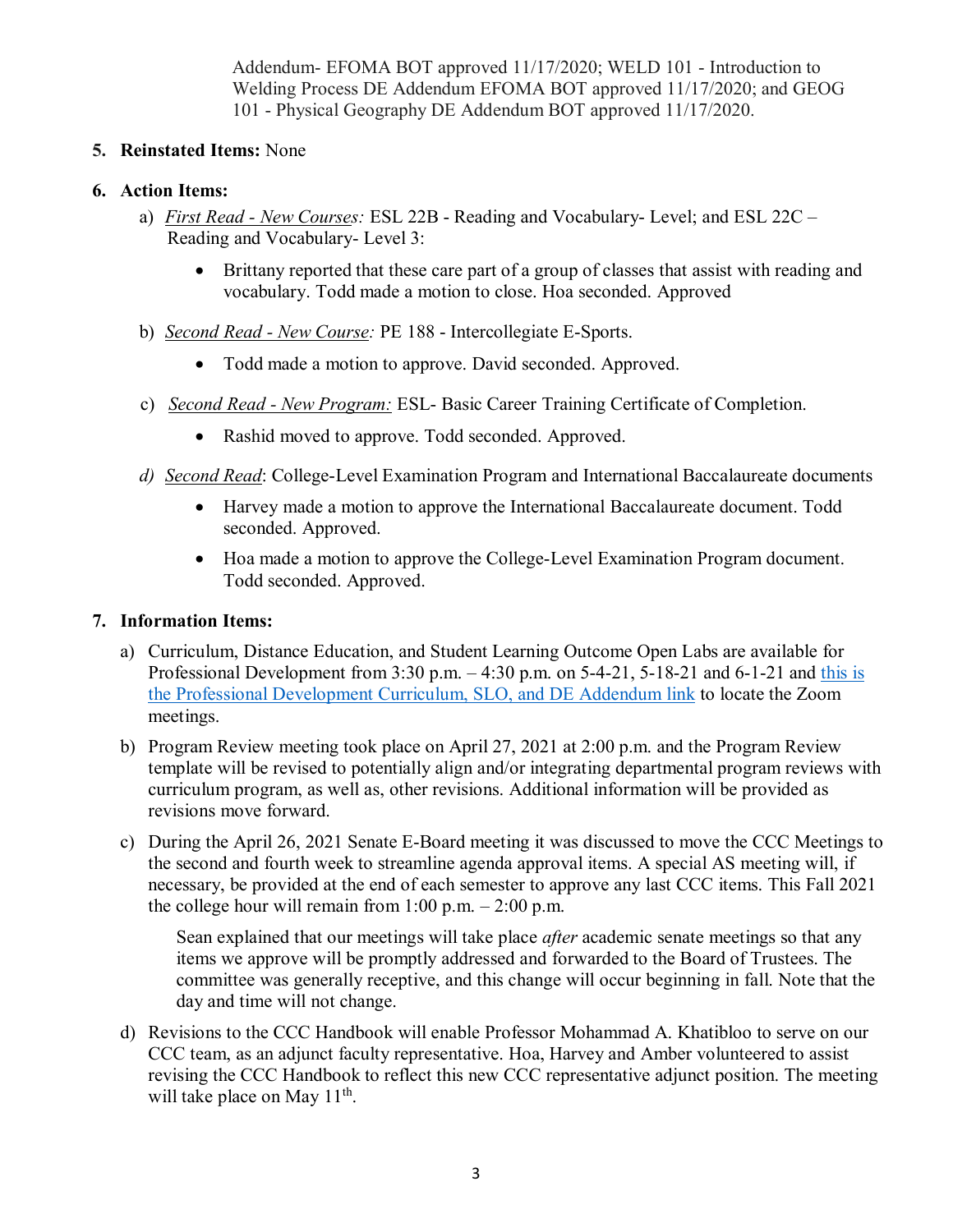Addendum- EFOMA BOT approved 11/17/2020; WELD 101 - Introduction to Welding Process DE Addendum EFOMA BOT approved 11/17/2020; and GEOG 101 - Physical Geography DE Addendum BOT approved 11/17/2020.

5. **Reinstated Items:** None

6. **Action Items:**

   a) _First Read - New Courses:_ ESL 22B - Reading and Vocabulary- Level; and ESL 22C – Reading and Vocabulary- Level 3:

      - Brittany reported that these care part of a group of classes that assist with reading and vocabulary. Todd made a motion to close. Hoa seconded. Approved

   b) _Second Read - New Course:_ PE 188 - Intercollegiate E-Sports.

      - Todd made a motion to approve. David seconded. Approved.

   c) _Second Read - New Program:_ ESL- Basic Career Training Certificate of Completion.

      - Rashid moved to approve. Todd seconded. Approved.

   d) _Second Read_: College-Level Examination Program and International Baccalaureate documents

      - Harvey made a motion to approve the International Baccalaureate document. Todd seconded. Approved.
      - Hoa made a motion to approve the College-Level Examination Program document. Todd seconded. Approved.

7. **Information Items:**

   a) Curriculum, Distance Education, and Student Learning Outcome Open Labs are available for Professional Development from 3:30 p.m. – 4:30 p.m. on 5-4-21, 5-18-21 and 6-1-21 and this is the Professional Development Curriculum, SLO, and DE Addendum link to locate the Zoom meetings.

   b) Program Review meeting took place on April 27, 2021 at 2:00 p.m. and the Program Review template will be revised to potentially align and/or integrating departmental program reviews with curriculum program, as well as, other revisions. Additional information will be provided as revisions move forward.

   c) During the April 26, 2021 Senate E-Board meeting it was discussed to move the CCC Meetings to the second and fourth week to streamline agenda approval items. A special AS meeting will, if necessary, be provided at the end of each semester to approve any last CCC items. This Fall 2021 the college hour will remain from 1:00 p.m. – 2:00 p.m.

      Sean explained that our meetings will take place _after_ academic senate meetings so that any items we approve will be promptly addressed and forwarded to the Board of Trustees. The committee was generally receptive, and this change will occur beginning in fall. Note that the day and time will not change.

   d) Revisions to the CCC Handbook will enable Professor Mohammad A. Khatibloo to serve on our CCC team, as an adjunct faculty representative. Hoa, Harvey and Amber volunteered to assist revising the CCC Handbook to reflect this new CCC representative adjunct position. The meeting will take place on May 11th.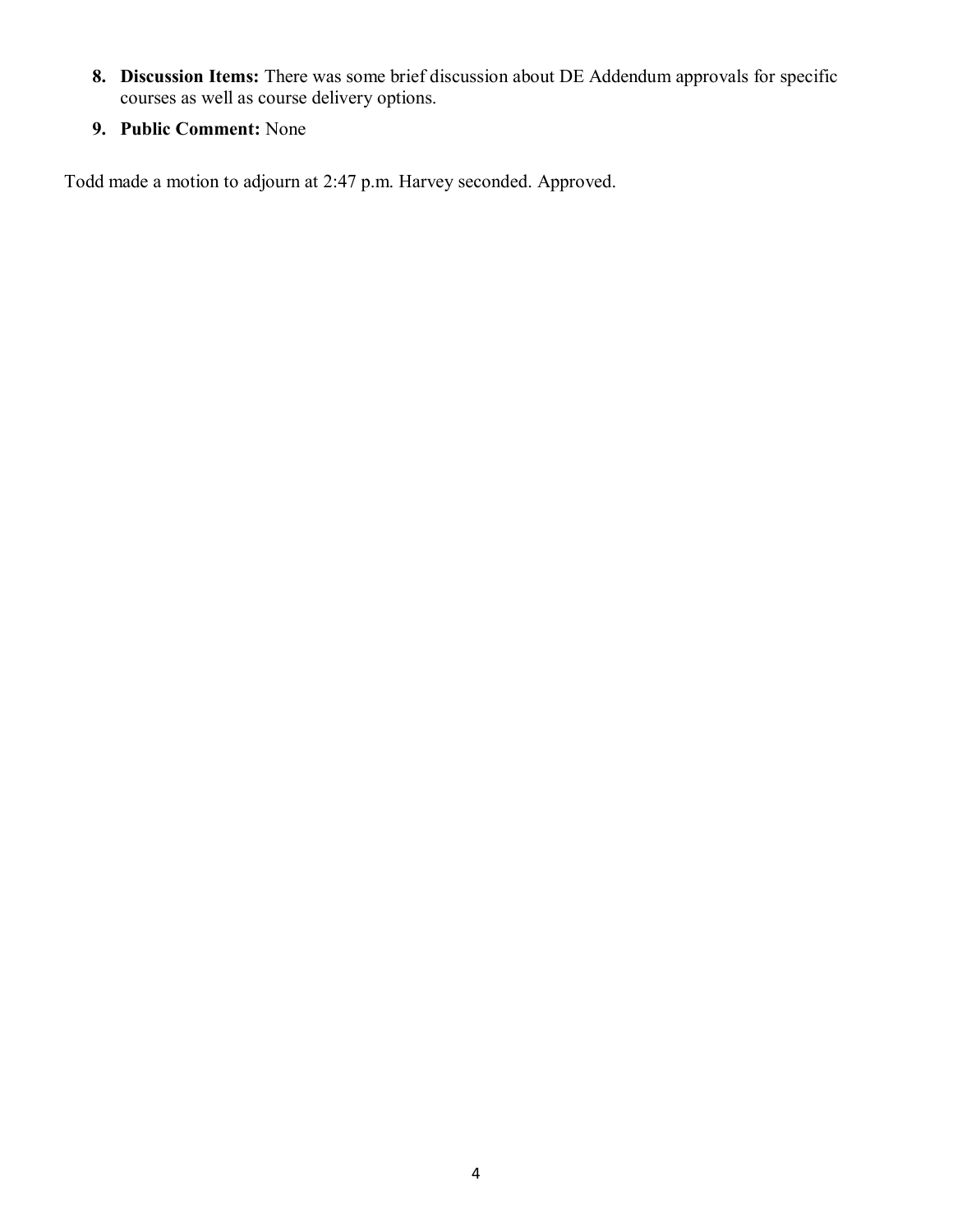8. **Discussion Items:** There was some brief discussion about DE Addendum approvals for specific courses as well as course delivery options.
9. **Public Comment:** None

Todd made a motion to adjourn at 2:47 p.m. Harvey seconded. Approved.